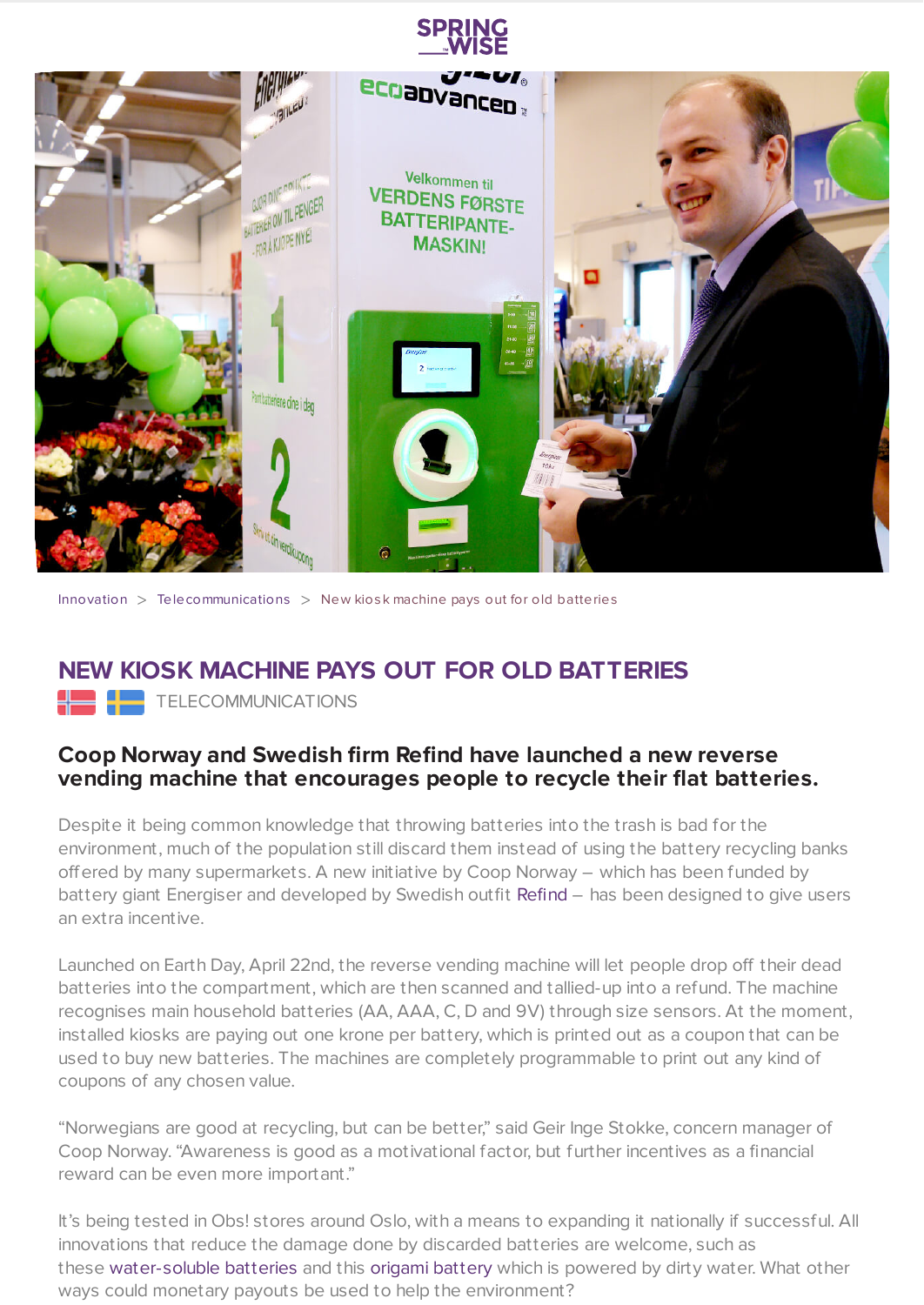Innovation > Telecommunications > New kiosk machine pays out for old batteries

# NEW KIOSK MACHINE PAYS OUT FOR OLD BATTERIES

TELECOMMUNICATIONS

### Coop Norway and Swedish firm Refind have launched a new reverse vending machine that encourages people to recycle their flat batteries.

Despite it being common knowledge that throwing batteries into the trash is bad for the environment, much of the population still discard them instead of using the battery recycling banks offered by many supermarkets. A new initiative by Coop Norway – which has been funded by battery giant Energiser and developed by Swedish outfit Refind – has been designed to give users an extra incentive.

Launched on Earth Day, April 22nd, the reverse vending machine will let people drop off their dead batteries into the compartment, which are then scanned and tallied-up into a refund. The machine recognises main household batteries (AA, AAA, C, D and 9V) through size sensors. At the moment, installed kiosks are paying out one krone per battery, which is printed out as a coupon that can be used to buy new batteries. The machines are completely programmable to print out any kind of coupons of any chosen value.

"Norwegians are good at recycling, but can be better," said Geir Inge Stokke, concern manager of Coop Norway. "Awareness is good as a motivational factor, but further incentives as a financial reward can be even more important."

It's being tested in Obs! stores around Oslo, with a means to expanding it nationally if successful. All innovations that reduce the damage done by discarded batteries are welcome, such as these water-soluble batteries and this origami battery which is powered by dirty water. What other ways could monetary payouts be used to help the environment?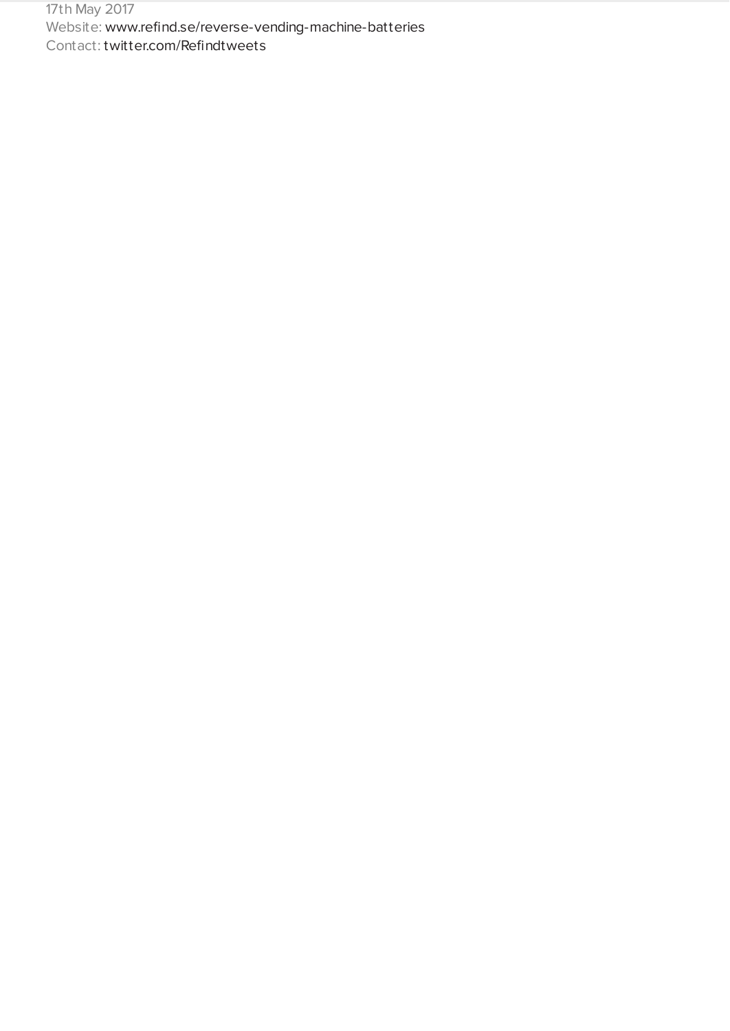17th May 2017
Website: www.refind.se/reverse-vending-machine-batteries
Contact: twitter.com/Refindtweets